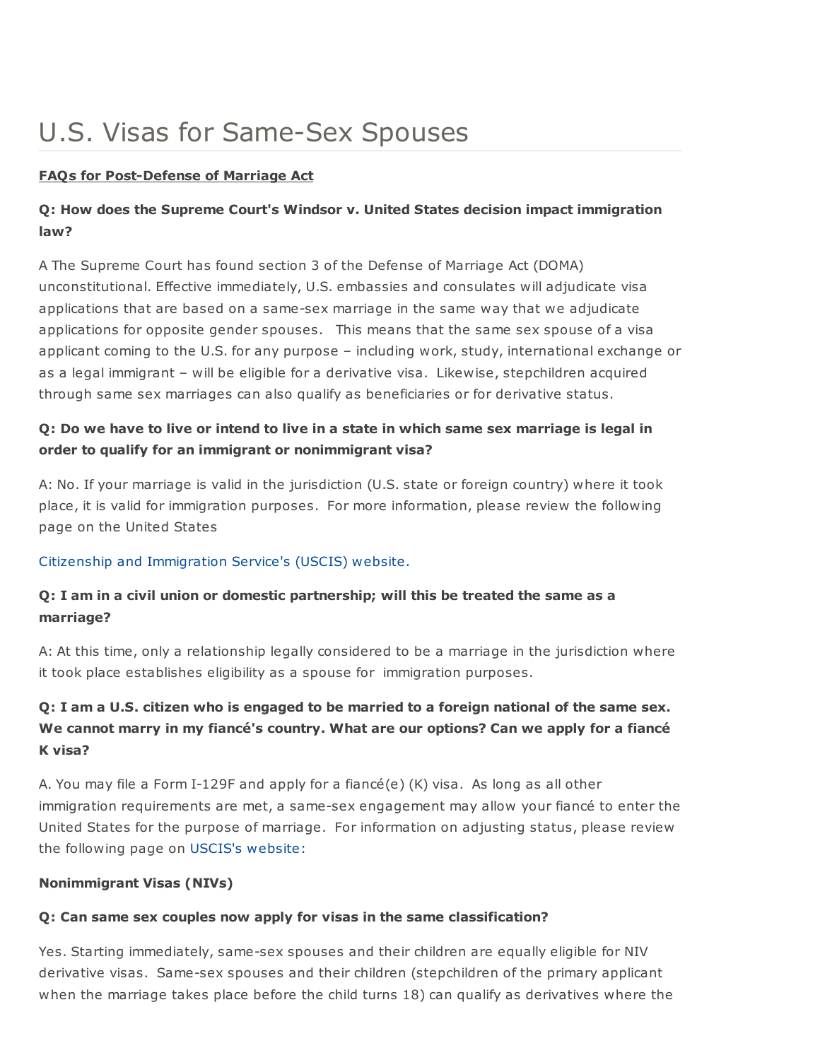# U.S. Visas for Same-Sex Spouses

**FAQs for Post-Defense of Marriage Act**

**Q: How does the Supreme Court's Windsor v. United States decision impact immigration law?**

A The Supreme Court has found section 3 of the Defense of Marriage Act (DOMA) unconstitutional. Effective immediately, U.S. embassies and consulates will adjudicate visa applications that are based on a same-sex marriage in the same way that we adjudicate applications for opposite gender spouses. This means that the same sex spouse of a visa applicant coming to the U.S. for any purpose – including work, study, international exchange or as a legal immigrant – will be eligible for a derivative visa. Likewise, stepchildren acquired through same sex marriages can also qualify as beneficiaries or for derivative status.

**Q: Do we have to live or intend to live in a state in which same sex marriage is legal in order to qualify for an immigrant or nonimmigrant visa?**

A: No. If your marriage is valid in the jurisdiction (U.S. state or foreign country) where it took place, it is valid for immigration purposes. For more information, please review the following page on the United States

Citizenship and Immigration Service's (USCIS) website.

**Q: I am in a civil union or domestic partnership; will this be treated the same as a marriage?**

A: At this time, only a relationship legally considered to be a marriage in the jurisdiction where it took place establishes eligibility as a spouse for immigration purposes.

**Q: I am a U.S. citizen who is engaged to be married to a foreign national of the same sex. We cannot marry in my fiancé's country. What are our options? Can we apply for a fiancé K visa?**

A. You may file a Form I-129F and apply for a fiancé(e) (K) visa. As long as all other immigration requirements are met, a same-sex engagement may allow your fiancé to enter the United States for the purpose of marriage. For information on adjusting status, please review the following page on USCIS's website:

**Nonimmigrant Visas (NIVs)**

**Q: Can same sex couples now apply for visas in the same classification?**

Yes. Starting immediately, same-sex spouses and their children are equally eligible for NIV derivative visas. Same-sex spouses and their children (stepchildren of the primary applicant when the marriage takes place before the child turns 18) can qualify as derivatives where the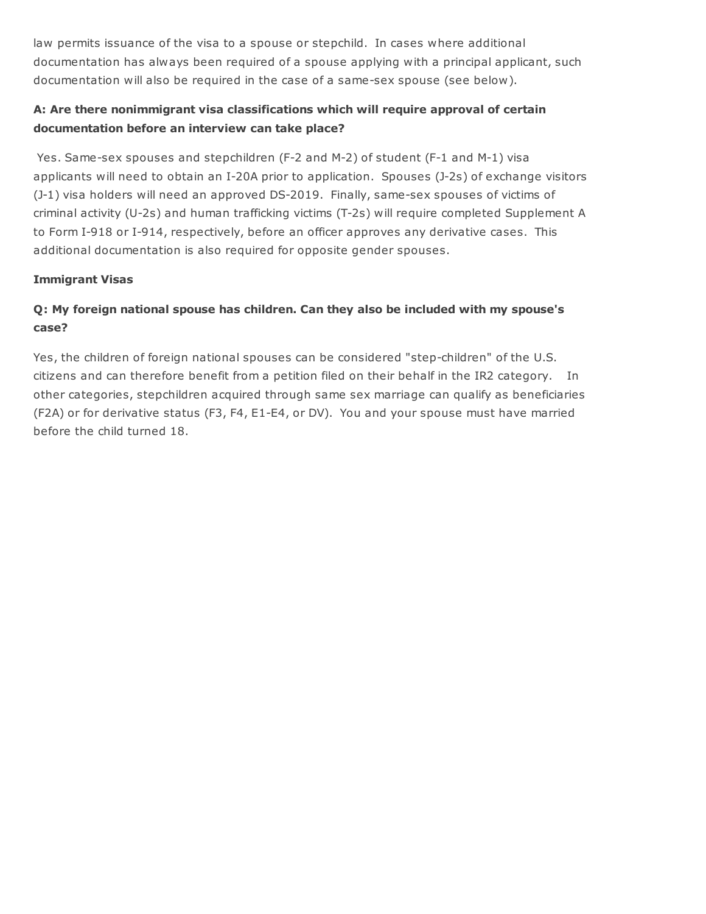law permits issuance of the visa to a spouse or stepchild. In cases where additional documentation has always been required of a spouse applying with a principal applicant, such documentation will also be required in the case of a same-sex spouse (see below).

**A: Are there nonimmigrant visa classifications which will require approval of certain documentation before an interview can take place?**

Yes. Same-sex spouses and stepchildren (F-2 and M-2) of student (F-1 and M-1) visa applicants will need to obtain an I-20A prior to application. Spouses (J-2s) of exchange visitors (J-1) visa holders will need an approved DS-2019. Finally, same-sex spouses of victims of criminal activity (U-2s) and human trafficking victims (T-2s) will require completed Supplement A to Form I-918 or I-914, respectively, before an officer approves any derivative cases. This additional documentation is also required for opposite gender spouses.

**Immigrant Visas**

**Q: My foreign national spouse has children. Can they also be included with my spouse's case?**

Yes, the children of foreign national spouses can be considered "step-children" of the U.S. citizens and can therefore benefit from a petition filed on their behalf in the IR2 category. In other categories, stepchildren acquired through same sex marriage can qualify as beneficiaries (F2A) or for derivative status (F3, F4, E1-E4, or DV). You and your spouse must have married before the child turned 18.